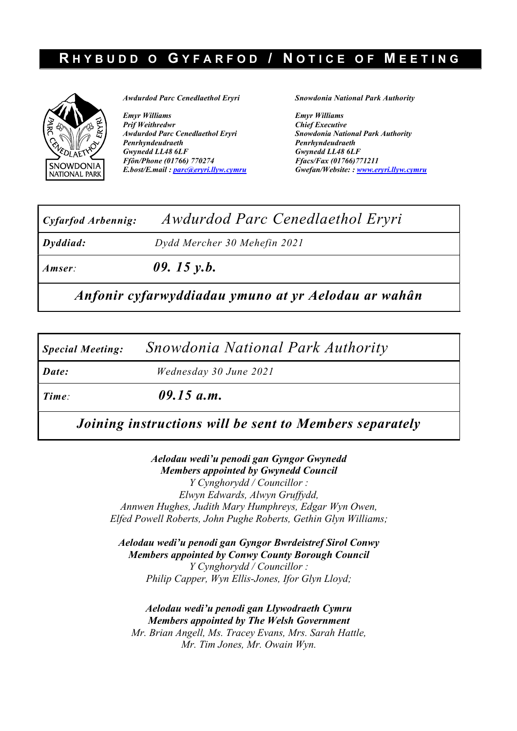# RHYBUDD O GYFARFOD / NOTICE OF MEETING

*Awdurdod Parc Cenedlaethol Eryri*

*Emyr Williams*
*Prif Weithredwr*
*Awdurdod Parc Cenedlaethol Eryri*
*Penrhyndeudraeth*
*Gwynedd LL48 6LF*
*Ffôn/Phone (01766) 770274*
*E.bost/E.mail : parc@eryri.llyw.cymru*

*Snowdonia National Park Authority*

*Emyr Williams*
*Chief Executive*
*Snowdonia National Park Authority*
*Penrhyndeudraeth*
*Gwynedd LL48 6LF*
*Ffacs/Fax (01766)771211*
*Gwefan/Website: : www.eryri.llyw.cymru*

| | |
|---|---|
| ***Cyfarfod Arbennig:*** | *Awdurdod Parc Cenedlaethol Eryri* |
| ***Dyddiad:*** | *Dydd Mercher 30 Mehefin 2021* |
| *Amser:* | ***09. 15 y.b.*** |

***Anfonir cyfarwyddiadau ymuno at yr Aelodau ar wahân***

| | |
|---|---|
| ***Special Meeting:*** | *Snowdonia National Park Authority* |
| ***Date:*** | *Wednesday 30 June 2021* |
| *Time:* | ***09.15 a.m.*** |

***Joining instructions will be sent to Members separately***

***Aelodau wedi'u penodi gan Gyngor Gwynedd***
***Members appointed by Gwynedd Council***
*Y Cynghorydd / Councillor :*
*Elwyn Edwards, Alwyn Gruffydd,*
*Annwen Hughes, Judith Mary Humphreys, Edgar Wyn Owen,*
*Elfed Powell Roberts, John Pughe Roberts, Gethin Glyn Williams;*

***Aelodau wedi'u penodi gan Gyngor Bwrdeistref Sirol Conwy***
***Members appointed by Conwy County Borough Council***
*Y Cynghorydd / Councillor :*
*Philip Capper, Wyn Ellis-Jones, Ifor Glyn Lloyd;*

***Aelodau wedi'u penodi gan Llywodraeth Cymru***
***Members appointed by The Welsh Government***
*Mr. Brian Angell, Ms. Tracey Evans, Mrs. Sarah Hattle,*
*Mr. Tim Jones, Mr. Owain Wyn.*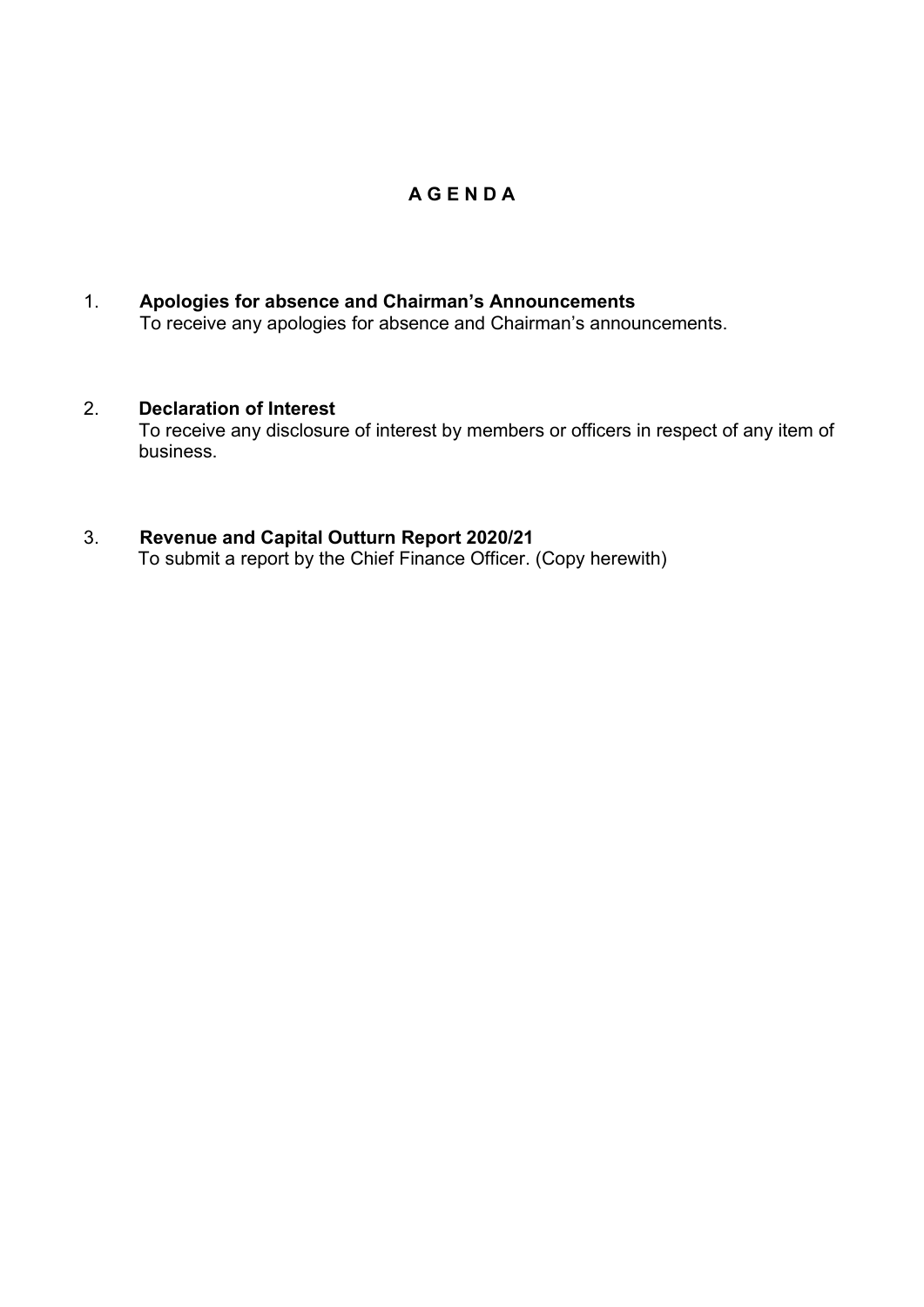# A G E N D A

1. **Apologies for absence and Chairman's Announcements**
   To receive any apologies for absence and Chairman's announcements.

2. **Declaration of Interest**
   To receive any disclosure of interest by members or officers in respect of any item of business.

3. **Revenue and Capital Outturn Report 2020/21**
   To submit a report by the Chief Finance Officer. (Copy herewith)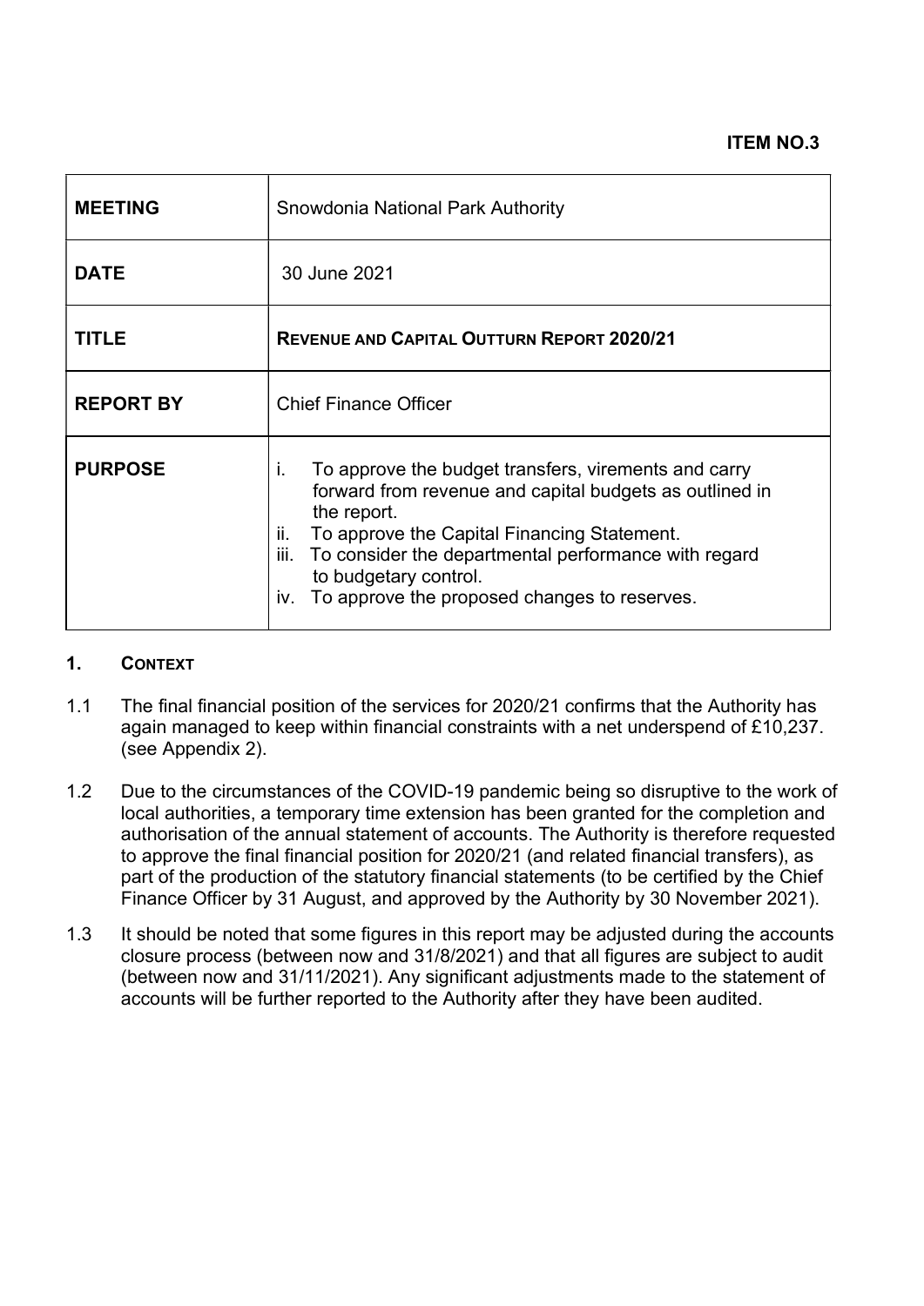**ITEM NO.3**

| | |
|---|---|
| **MEETING** | Snowdonia National Park Authority |
| **DATE** | 30 June 2021 |
| **TITLE** | **REVENUE AND CAPITAL OUTTURN REPORT 2020/21** |
| **REPORT BY** | Chief Finance Officer |
| **PURPOSE** | i. To approve the budget transfers, virements and carry forward from revenue and capital budgets as outlined in the report.<br>ii. To approve the Capital Financing Statement.<br>iii. To consider the departmental performance with regard to budgetary control.<br>iv. To approve the proposed changes to reserves. |

## 1. CONTEXT

1.1 The final financial position of the services for 2020/21 confirms that the Authority has again managed to keep within financial constraints with a net underspend of £10,237. (see Appendix 2).

1.2 Due to the circumstances of the COVID-19 pandemic being so disruptive to the work of local authorities, a temporary time extension has been granted for the completion and authorisation of the annual statement of accounts. The Authority is therefore requested to approve the final financial position for 2020/21 (and related financial transfers), as part of the production of the statutory financial statements (to be certified by the Chief Finance Officer by 31 August, and approved by the Authority by 30 November 2021).

1.3 It should be noted that some figures in this report may be adjusted during the accounts closure process (between now and 31/8/2021) and that all figures are subject to audit (between now and 31/11/2021). Any significant adjustments made to the statement of accounts will be further reported to the Authority after they have been audited.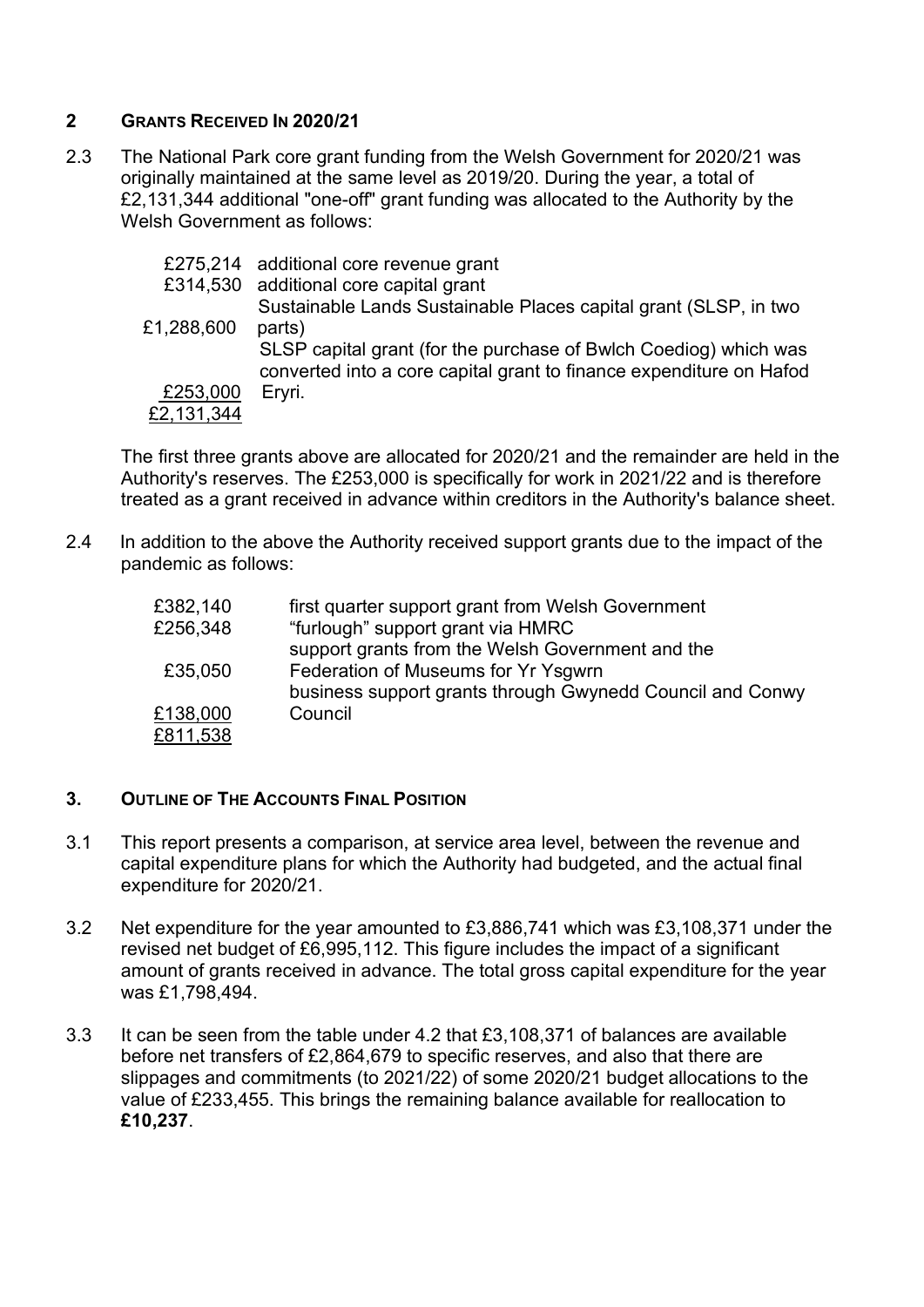## 2 GRANTS RECEIVED IN 2020/21

2.3 The National Park core grant funding from the Welsh Government for 2020/21 was originally maintained at the same level as 2019/20. During the year, a total of £2,131,344 additional "one-off" grant funding was allocated to the Authority by the Welsh Government as follows:

| | |
|---|---|
| £275,214 | additional core revenue grant |
| £314,530 | additional core capital grant |
| £1,288,600 | Sustainable Lands Sustainable Places capital grant (SLSP, in two parts) |
| £253,000 | SLSP capital grant (for the purchase of Bwlch Coediog) which was converted into a core capital grant to finance expenditure on Hafod Eryri. |
| £2,131,344 | |

The first three grants above are allocated for 2020/21 and the remainder are held in the Authority's reserves. The £253,000 is specifically for work in 2021/22 and is therefore treated as a grant received in advance within creditors in the Authority's balance sheet.

2.4 In addition to the above the Authority received support grants due to the impact of the pandemic as follows:

| | |
|---|---|
| £382,140 | first quarter support grant from Welsh Government |
| £256,348 | "furlough" support grant via HMRC |
| £35,050 | support grants from the Welsh Government and the Federation of Museums for Yr Ysgwrn |
| £138,000 | business support grants through Gwynedd Council and Conwy Council |
| £811,538 | |

## 3. OUTLINE OF THE ACCOUNTS FINAL POSITION

3.1 This report presents a comparison, at service area level, between the revenue and capital expenditure plans for which the Authority had budgeted, and the actual final expenditure for 2020/21.

3.2 Net expenditure for the year amounted to £3,886,741 which was £3,108,371 under the revised net budget of £6,995,112. This figure includes the impact of a significant amount of grants received in advance. The total gross capital expenditure for the year was £1,798,494.

3.3 It can be seen from the table under 4.2 that £3,108,371 of balances are available before net transfers of £2,864,679 to specific reserves, and also that there are slippages and commitments (to 2021/22) of some 2020/21 budget allocations to the value of £233,455. This brings the remaining balance available for reallocation to **£10,237**.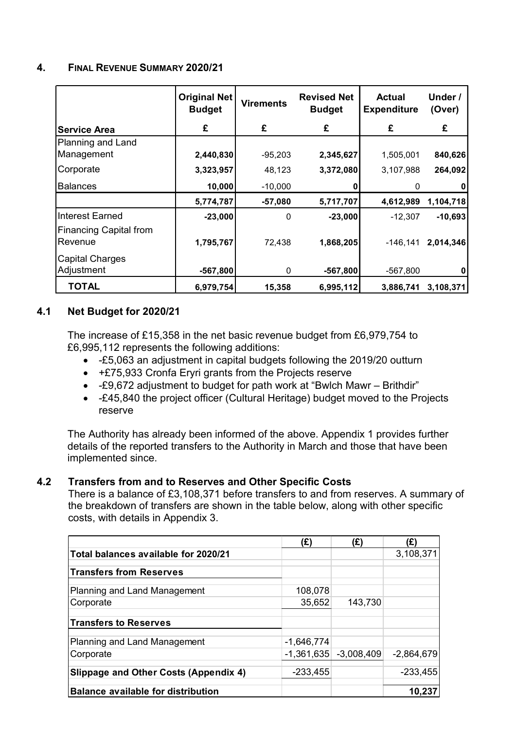## 4. Final Revenue Summary 2020/21

| Service Area | Original Net Budget | Virements | Revised Net Budget | Actual Expenditure | Under / (Over) |
|---|---|---|---|---|---|
| | £ | £ | £ | £ | £ |
| Planning and Land Management | **2,440,830** | -95,203 | **2,345,627** | 1,505,001 | **840,626** |
| Corporate | **3,323,957** | 48,123 | **3,372,080** | 3,107,988 | **264,092** |
| Balances | **10,000** | -10,000 | **0** | 0 | **0** |
| | **5,774,787** | **-57,080** | **5,717,707** | **4,612,989** | **1,104,718** |
| Interest Earned | **-23,000** | 0 | **-23,000** | -12,307 | **-10,693** |
| Financing Capital from Revenue | **1,795,767** | 72,438 | **1,868,205** | -146,141 | **2,014,346** |
| Capital Charges Adjustment | **-567,800** | 0 | **-567,800** | -567,800 | **0** |
| **TOTAL** | **6,979,754** | **15,358** | **6,995,112** | **3,886,741** | **3,108,371** |

### 4.1 Net Budget for 2020/21

The increase of £15,358 in the net basic revenue budget from £6,979,754 to £6,995,112 represents the following additions:

- -£5,063 an adjustment in capital budgets following the 2019/20 outturn
- +£75,933 Cronfa Eryri grants from the Projects reserve
- -£9,672 adjustment to budget for path work at "Bwlch Mawr – Brithdir"
- -£45,840 the project officer (Cultural Heritage) budget moved to the Projects reserve

The Authority has already been informed of the above. Appendix 1 provides further details of the reported transfers to the Authority in March and those that have been implemented since.

### 4.2 Transfers from and to Reserves and Other Specific Costs

There is a balance of £3,108,371 before transfers to and from reserves. A summary of the breakdown of transfers are shown in the table below, along with other specific costs, with details in Appendix 3.

| | (£) | (£) | (£) |
|---|---|---|---|
| **Total balances available for 2020/21** | | | 3,108,371 |
| **Transfers from Reserves** | | | |
| Planning and Land Management | 108,078 | | |
| Corporate | 35,652 | 143,730 | |
| **Transfers to Reserves** | | | |
| Planning and Land Management | -1,646,774 | | |
| Corporate | -1,361,635 | -3,008,409 | -2,864,679 |
| **Slippage and Other Costs (Appendix 4)** | -233,455 | | -233,455 |
| **Balance available for distribution** | | | **10,237** |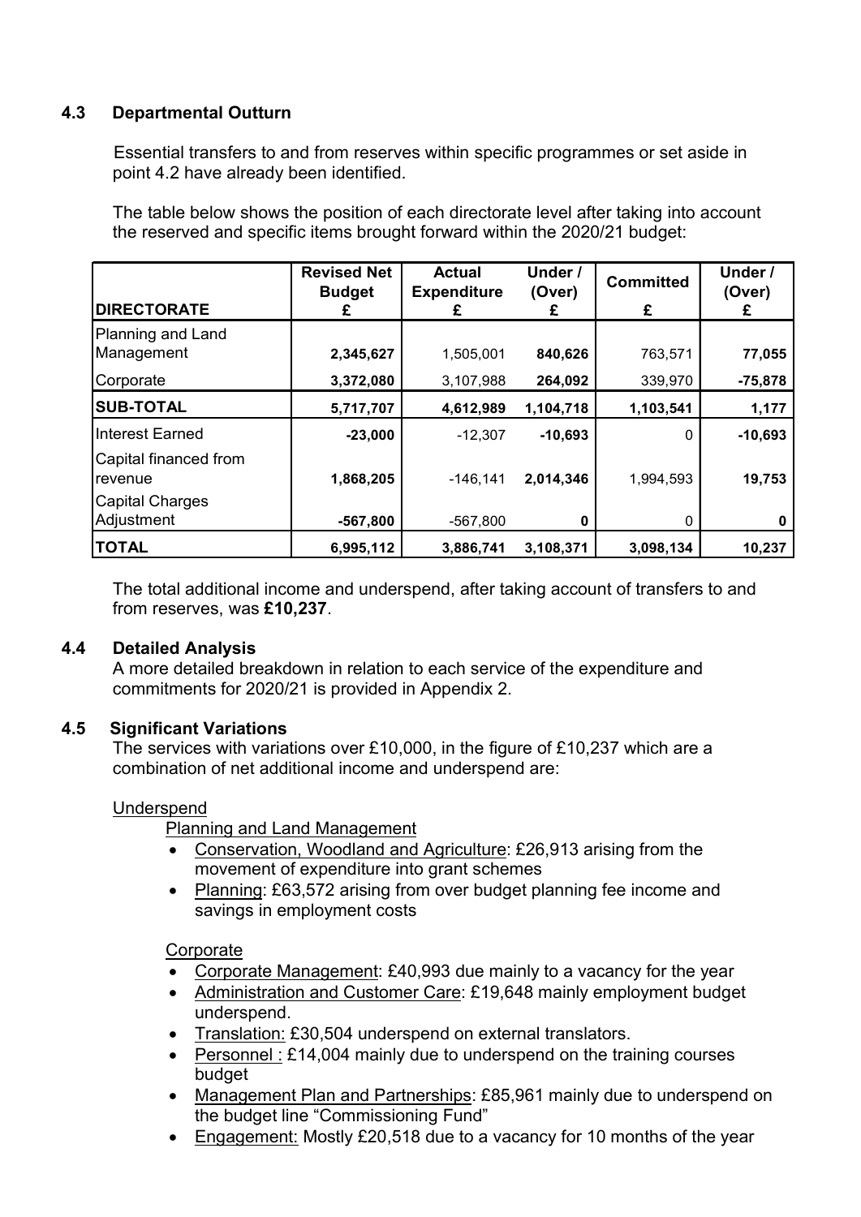## 4.3 Departmental Outturn

Essential transfers to and from reserves within specific programmes or set aside in point 4.2 have already been identified.

The table below shows the position of each directorate level after taking into account the reserved and specific items brought forward within the 2020/21 budget:

| DIRECTORATE | Revised Net Budget £ | Actual Expenditure £ | Under / (Over) £ | Committed £ | Under / (Over) £ |
|---|---|---|---|---|---|
| Planning and Land Management | **2,345,627** | 1,505,001 | **840,626** | 763,571 | **77,055** |
| Corporate | **3,372,080** | 3,107,988 | **264,092** | 339,970 | **-75,878** |
| **SUB-TOTAL** | **5,717,707** | **4,612,989** | **1,104,718** | **1,103,541** | **1,177** |
| Interest Earned | **-23,000** | -12,307 | **-10,693** | 0 | **-10,693** |
| Capital financed from revenue | **1,868,205** | -146,141 | **2,014,346** | 1,994,593 | **19,753** |
| Capital Charges Adjustment | **-567,800** | -567,800 | **0** | 0 | **0** |
| **TOTAL** | **6,995,112** | **3,886,741** | **3,108,371** | **3,098,134** | **10,237** |

The total additional income and underspend, after taking account of transfers to and from reserves, was **£10,237**.

## 4.4 Detailed Analysis

A more detailed breakdown in relation to each service of the expenditure and commitments for 2020/21 is provided in Appendix 2.

## 4.5 Significant Variations

The services with variations over £10,000, in the figure of £10,237 which are a combination of net additional income and underspend are:

Underspend

Planning and Land Management

- Conservation, Woodland and Agriculture: £26,913 arising from the movement of expenditure into grant schemes
- Planning: £63,572 arising from over budget planning fee income and savings in employment costs

Corporate

- Corporate Management: £40,993 due mainly to a vacancy for the year
- Administration and Customer Care: £19,648 mainly employment budget underspend.
- Translation: £30,504 underspend on external translators.
- Personnel : £14,004 mainly due to underspend on the training courses budget
- Management Plan and Partnerships: £85,961 mainly due to underspend on the budget line "Commissioning Fund"
- Engagement: Mostly £20,518 due to a vacancy for 10 months of the year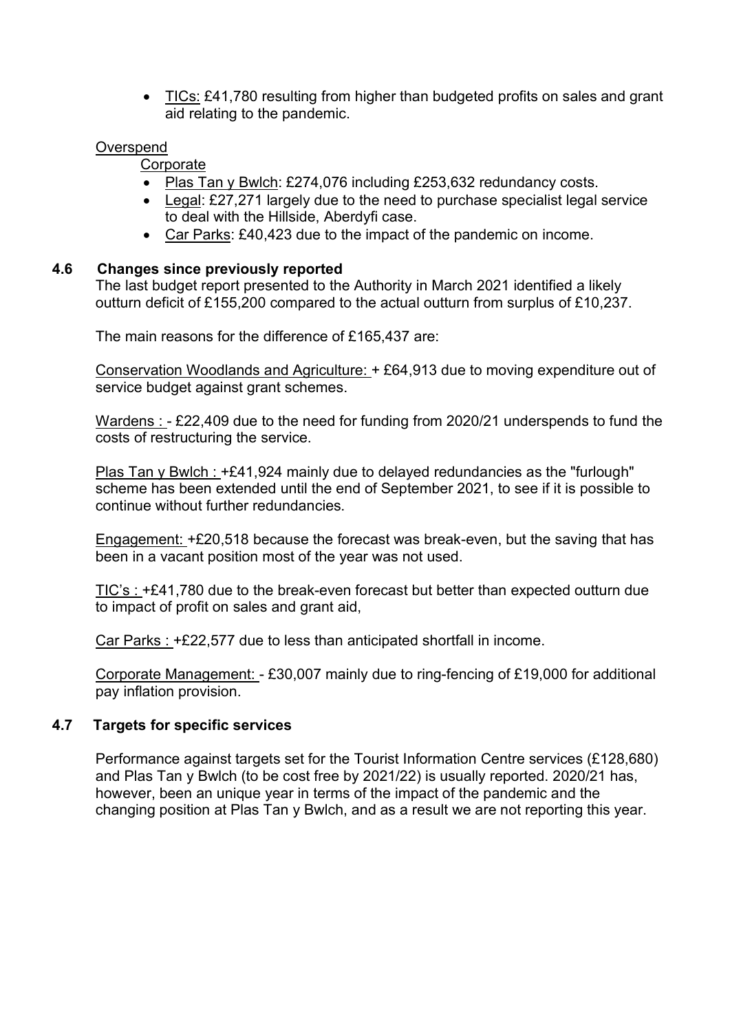- TICs: £41,780 resulting from higher than budgeted profits on sales and grant aid relating to the pandemic.

Overspend

Corporate

- Plas Tan y Bwlch: £274,076 including £253,632 redundancy costs.
- Legal: £27,271 largely due to the need to purchase specialist legal service to deal with the Hillside, Aberdyfi case.
- Car Parks: £40,423 due to the impact of the pandemic on income.

**4.6 Changes since previously reported**

The last budget report presented to the Authority in March 2021 identified a likely outturn deficit of £155,200 compared to the actual outturn from surplus of £10,237.

The main reasons for the difference of £165,437 are:

Conservation Woodlands and Agriculture: + £64,913 due to moving expenditure out of service budget against grant schemes.

Wardens : - £22,409 due to the need for funding from 2020/21 underspends to fund the costs of restructuring the service.

Plas Tan y Bwlch : +£41,924 mainly due to delayed redundancies as the "furlough" scheme has been extended until the end of September 2021, to see if it is possible to continue without further redundancies.

Engagement: +£20,518 because the forecast was break-even, but the saving that has been in a vacant position most of the year was not used.

TIC's : +£41,780 due to the break-even forecast but better than expected outturn due to impact of profit on sales and grant aid,

Car Parks : +£22,577 due to less than anticipated shortfall in income.

Corporate Management: - £30,007 mainly due to ring-fencing of £19,000 for additional pay inflation provision.

**4.7 Targets for specific services**

Performance against targets set for the Tourist Information Centre services (£128,680) and Plas Tan y Bwlch (to be cost free by 2021/22) is usually reported. 2020/21 has, however, been an unique year in terms of the impact of the pandemic and the changing position at Plas Tan y Bwlch, and as a result we are not reporting this year.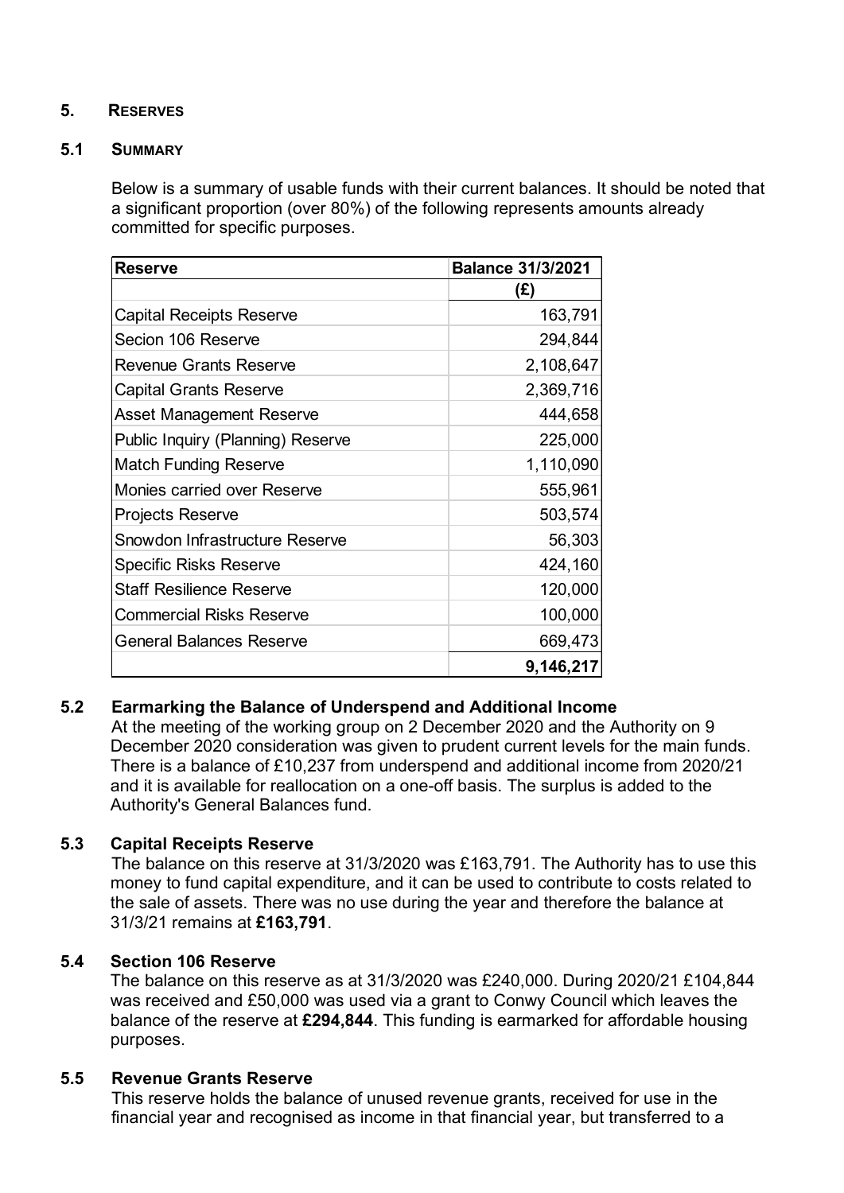## 5. Reserves

### 5.1 Summary

Below is a summary of usable funds with their current balances. It should be noted that a significant proportion (over 80%) of the following represents amounts already committed for specific purposes.

| Reserve | Balance 31/3/2021 |
|---|---|
| | (£) |
| Capital Receipts Reserve | 163,791 |
| Secion 106 Reserve | 294,844 |
| Revenue Grants Reserve | 2,108,647 |
| Capital Grants Reserve | 2,369,716 |
| Asset Management Reserve | 444,658 |
| Public Inquiry (Planning) Reserve | 225,000 |
| Match Funding Reserve | 1,110,090 |
| Monies carried over Reserve | 555,961 |
| Projects Reserve | 503,574 |
| Snowdon Infrastructure Reserve | 56,303 |
| Specific Risks Reserve | 424,160 |
| Staff Resilience Reserve | 120,000 |
| Commercial Risks Reserve | 100,000 |
| General Balances Reserve | 669,473 |
| | **9,146,217** |

### 5.2 Earmarking the Balance of Underspend and Additional Income

At the meeting of the working group on 2 December 2020 and the Authority on 9 December 2020 consideration was given to prudent current levels for the main funds. There is a balance of £10,237 from underspend and additional income from 2020/21 and it is available for reallocation on a one-off basis. The surplus is added to the Authority's General Balances fund.

### 5.3 Capital Receipts Reserve

The balance on this reserve at 31/3/2020 was £163,791. The Authority has to use this money to fund capital expenditure, and it can be used to contribute to costs related to the sale of assets. There was no use during the year and therefore the balance at 31/3/21 remains at **£163,791**.

### 5.4 Section 106 Reserve

The balance on this reserve as at 31/3/2020 was £240,000. During 2020/21 £104,844 was received and £50,000 was used via a grant to Conwy Council which leaves the balance of the reserve at **£294,844**. This funding is earmarked for affordable housing purposes.

### 5.5 Revenue Grants Reserve

This reserve holds the balance of unused revenue grants, received for use in the financial year and recognised as income in that financial year, but transferred to a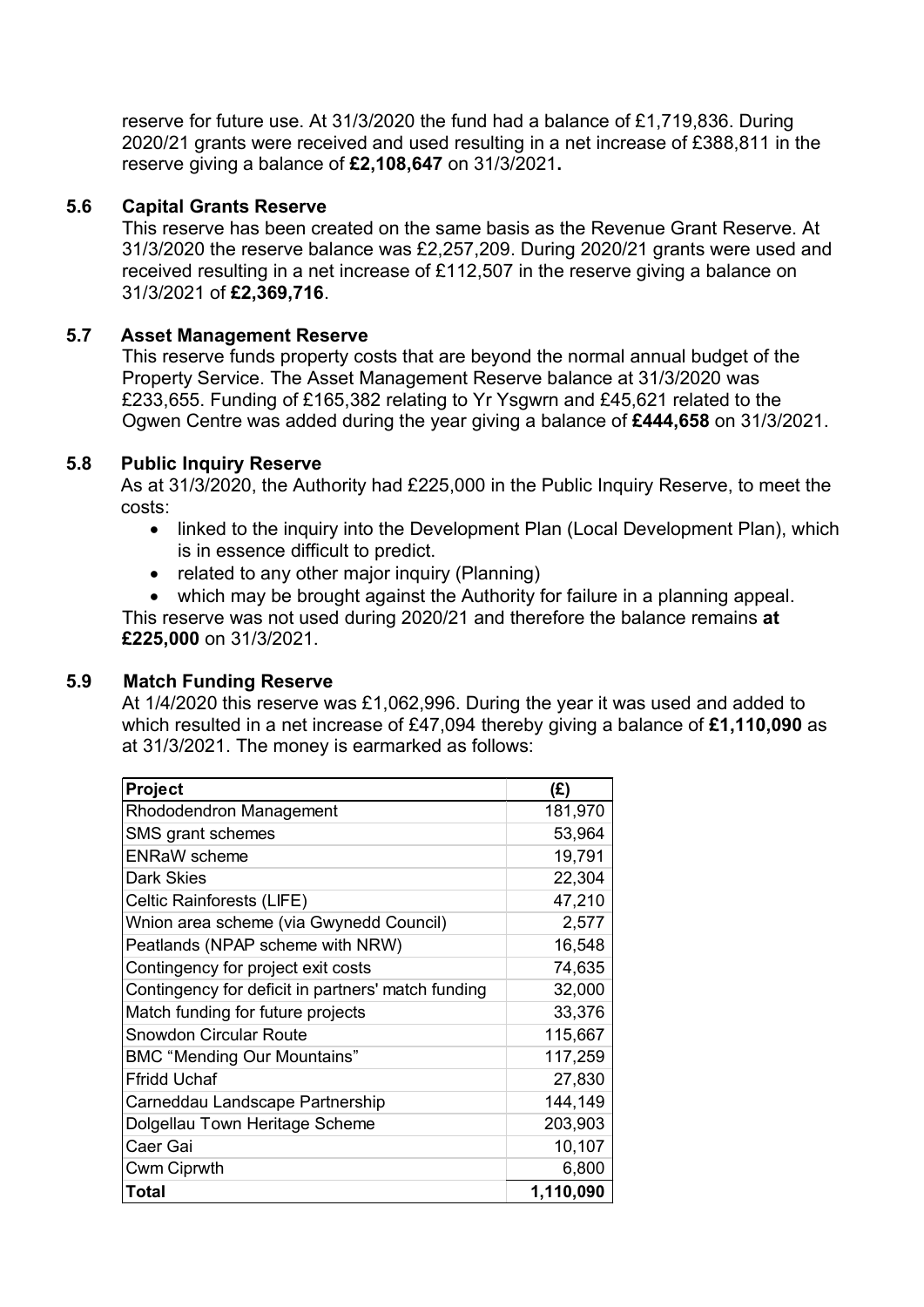reserve for future use. At 31/3/2020 the fund had a balance of £1,719,836. During 2020/21 grants were received and used resulting in a net increase of £388,811 in the reserve giving a balance of **£2,108,647** on 31/3/2021**.**

### 5.6 Capital Grants Reserve

This reserve has been created on the same basis as the Revenue Grant Reserve. At 31/3/2020 the reserve balance was £2,257,209. During 2020/21 grants were used and received resulting in a net increase of £112,507 in the reserve giving a balance on 31/3/2021 of **£2,369,716**.

### 5.7 Asset Management Reserve

This reserve funds property costs that are beyond the normal annual budget of the Property Service. The Asset Management Reserve balance at 31/3/2020 was £233,655. Funding of £165,382 relating to Yr Ysgwrn and £45,621 related to the Ogwen Centre was added during the year giving a balance of **£444,658** on 31/3/2021.

### 5.8 Public Inquiry Reserve

As at 31/3/2020, the Authority had £225,000 in the Public Inquiry Reserve, to meet the costs:

- linked to the inquiry into the Development Plan (Local Development Plan), which is in essence difficult to predict.
- related to any other major inquiry (Planning)
- which may be brought against the Authority for failure in a planning appeal.

This reserve was not used during 2020/21 and therefore the balance remains **at £225,000** on 31/3/2021.

### 5.9 Match Funding Reserve

At 1/4/2020 this reserve was £1,062,996. During the year it was used and added to which resulted in a net increase of £47,094 thereby giving a balance of **£1,110,090** as at 31/3/2021. The money is earmarked as follows:

| Project | (£) |
|---|---|
| Rhododendron Management | 181,970 |
| SMS grant schemes | 53,964 |
| ENRaW scheme | 19,791 |
| Dark Skies | 22,304 |
| Celtic Rainforests (LIFE) | 47,210 |
| Wnion area scheme (via Gwynedd Council) | 2,577 |
| Peatlands (NPAP scheme with NRW) | 16,548 |
| Contingency for project exit costs | 74,635 |
| Contingency for deficit in partners' match funding | 32,000 |
| Match funding for future projects | 33,376 |
| Snowdon Circular Route | 115,667 |
| BMC "Mending Our Mountains" | 117,259 |
| Ffridd Uchaf | 27,830 |
| Carneddau Landscape Partnership | 144,149 |
| Dolgellau Town Heritage Scheme | 203,903 |
| Caer Gai | 10,107 |
| Cwm Ciprwth | 6,800 |
| **Total** | **1,110,090** |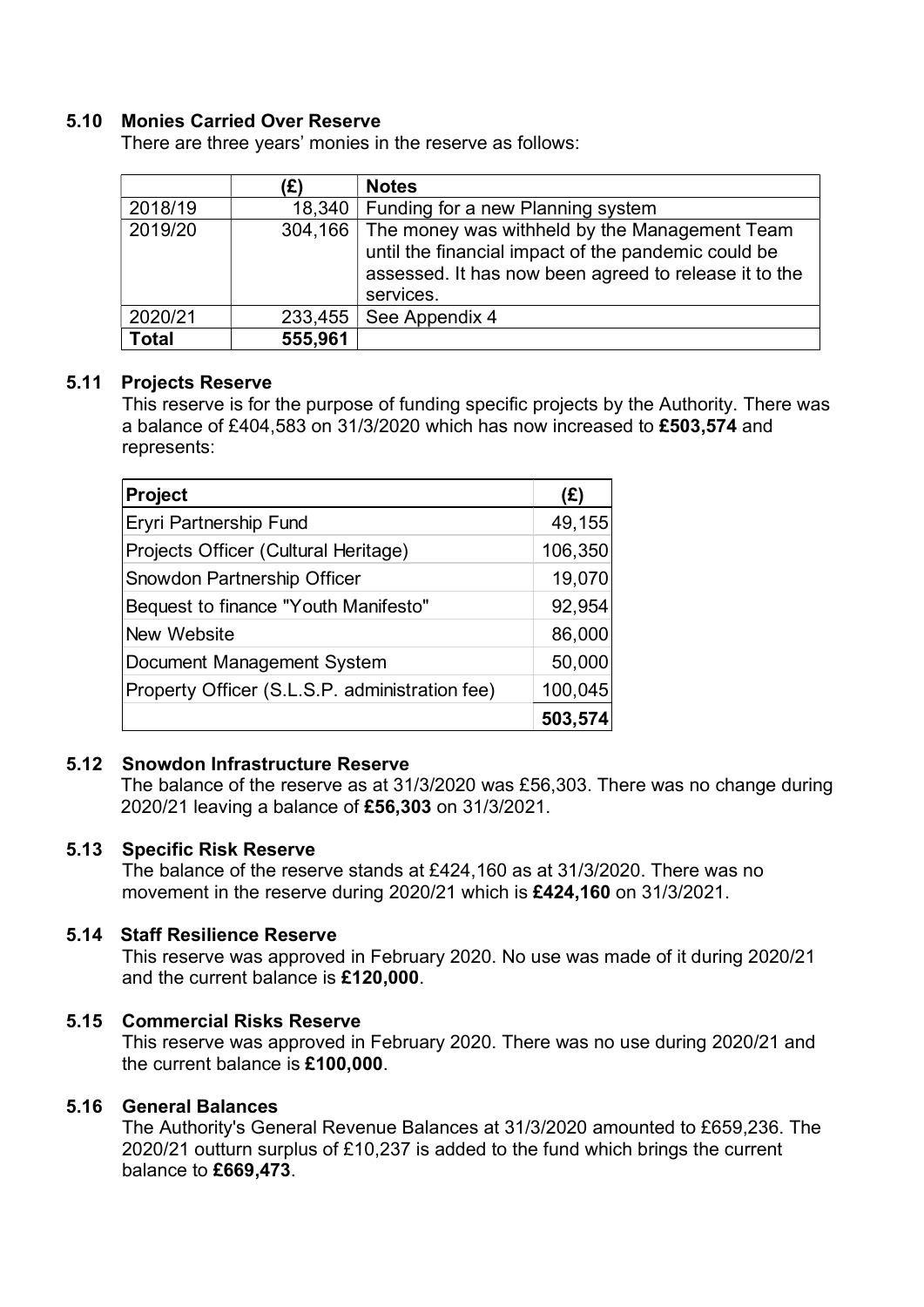### 5.10 Monies Carried Over Reserve

There are three years' monies in the reserve as follows:

| | (£) | Notes |
|---|---|---|
| 2018/19 | 18,340 | Funding for a new Planning system |
| 2019/20 | 304,166 | The money was withheld by the Management Team until the financial impact of the pandemic could be assessed. It has now been agreed to release it to the services. |
| 2020/21 | 233,455 | See Appendix 4 |
| **Total** | **555,961** | |

### 5.11 Projects Reserve

This reserve is for the purpose of funding specific projects by the Authority. There was a balance of £404,583 on 31/3/2020 which has now increased to **£503,574** and represents:

| Project | (£) |
|---|---|
| Eryri Partnership Fund | 49,155 |
| Projects Officer (Cultural Heritage) | 106,350 |
| Snowdon Partnership Officer | 19,070 |
| Bequest to finance "Youth Manifesto" | 92,954 |
| New Website | 86,000 |
| Document Management System | 50,000 |
| Property Officer (S.L.S.P. administration fee) | 100,045 |
| | **503,574** |

### 5.12 Snowdon Infrastructure Reserve

The balance of the reserve as at 31/3/2020 was £56,303. There was no change during 2020/21 leaving a balance of **£56,303** on 31/3/2021.

### 5.13 Specific Risk Reserve

The balance of the reserve stands at £424,160 as at 31/3/2020. There was no movement in the reserve during 2020/21 which is **£424,160** on 31/3/2021.

### 5.14 Staff Resilience Reserve

This reserve was approved in February 2020. No use was made of it during 2020/21 and the current balance is **£120,000**.

### 5.15 Commercial Risks Reserve

This reserve was approved in February 2020. There was no use during 2020/21 and the current balance is **£100,000**.

### 5.16 General Balances

The Authority's General Revenue Balances at 31/3/2020 amounted to £659,236. The 2020/21 outturn surplus of £10,237 is added to the fund which brings the current balance to **£669,473**.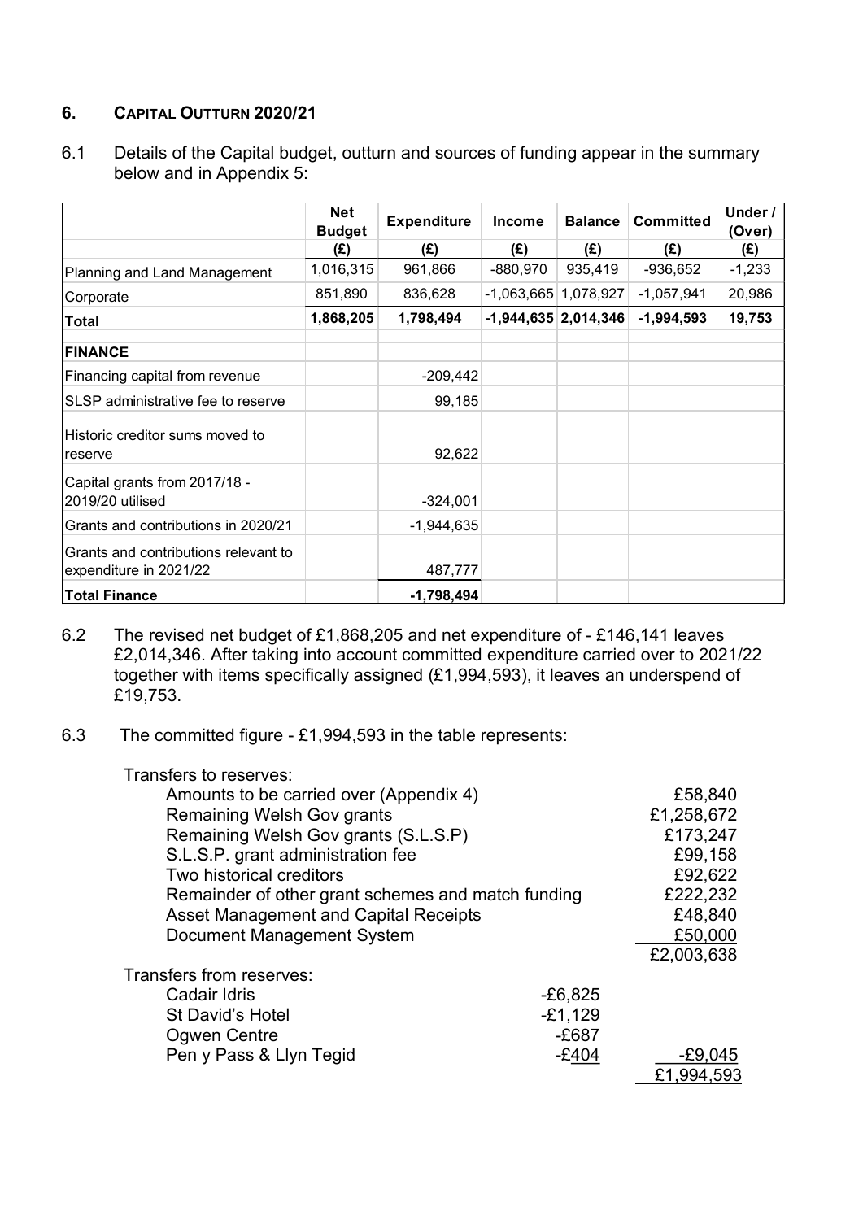## 6. CAPITAL OUTTURN 2020/21

6.1 Details of the Capital budget, outturn and sources of funding appear in the summary below and in Appendix 5:

| | Net Budget | Expenditure | Income | Balance | Committed | Under / (Over) |
|---|---|---|---|---|---|---|
| | (£) | (£) | (£) | (£) | (£) | (£) |
| Planning and Land Management | 1,016,315 | 961,866 | -880,970 | 935,419 | -936,652 | -1,233 |
| Corporate | 851,890 | 836,628 | -1,063,665 | 1,078,927 | -1,057,941 | 20,986 |
| **Total** | **1,868,205** | **1,798,494** | **-1,944,635** | **2,014,346** | **-1,994,593** | **19,753** |
| **FINANCE** | | | | | | |
| Financing capital from revenue | | -209,442 | | | | |
| SLSP administrative fee to reserve | | 99,185 | | | | |
| Historic creditor sums moved to reserve | | 92,622 | | | | |
| Capital grants from 2017/18 - 2019/20 utilised | | -324,001 | | | | |
| Grants and contributions in 2020/21 | | -1,944,635 | | | | |
| Grants and contributions relevant to expenditure in 2021/22 | | 487,777 | | | | |
| **Total Finance** | | **-1,798,494** | | | | |

6.2 The revised net budget of £1,868,205 and net expenditure of - £146,141 leaves £2,014,346. After taking into account committed expenditure carried over to 2021/22 together with items specifically assigned (£1,994,593), it leaves an underspend of £19,753.

6.3 The committed figure - £1,994,593 in the table represents:

| | | |
|---|---|---|
| Transfers to reserves: | | |
| Amounts to be carried over (Appendix 4) | | £58,840 |
| Remaining Welsh Gov grants | | £1,258,672 |
| Remaining Welsh Gov grants (S.L.S.P) | | £173,247 |
| S.L.S.P. grant administration fee | | £99,158 |
| Two historical creditors | | £92,622 |
| Remainder of other grant schemes and match funding | | £222,232 |
| Asset Management and Capital Receipts | | £48,840 |
| Document Management System | | £50,000 |
| | | £2,003,638 |
| Transfers from reserves: | | |
| Cadair Idris | -£6,825 | |
| St David's Hotel | -£1,129 | |
| Ogwen Centre | -£687 | |
| Pen y Pass & Llyn Tegid | -£404 | -£9,045 |
| | | £1,994,593 |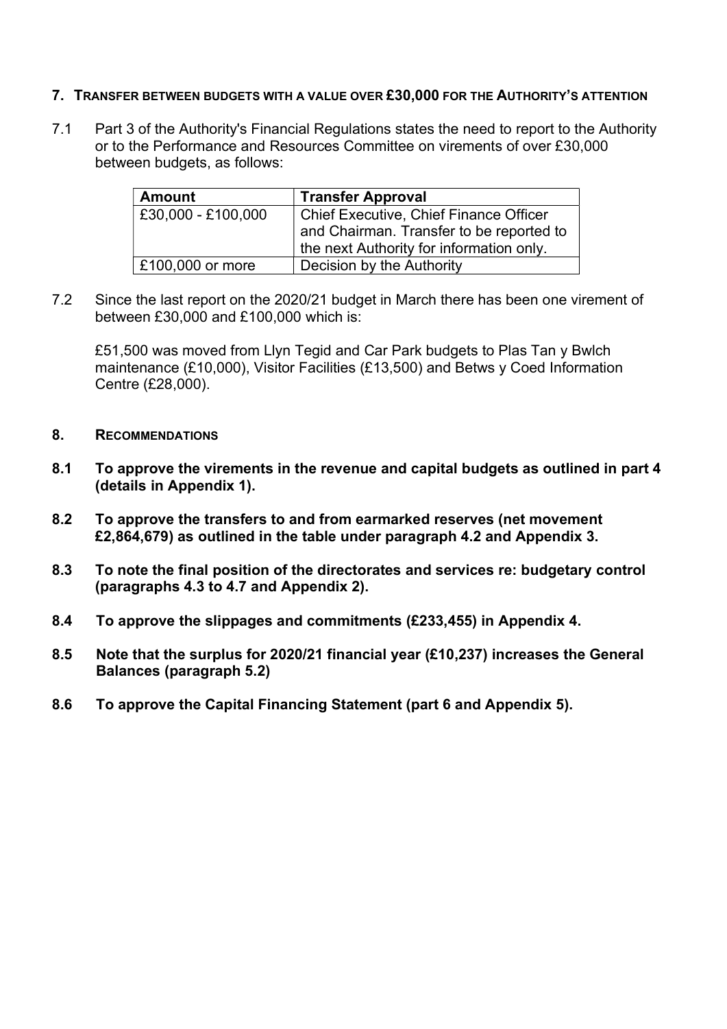## 7. TRANSFER BETWEEN BUDGETS WITH A VALUE OVER £30,000 FOR THE AUTHORITY'S ATTENTION

7.1 Part 3 of the Authority's Financial Regulations states the need to report to the Authority or to the Performance and Resources Committee on virements of over £30,000 between budgets, as follows:

| Amount | Transfer Approval |
|---|---|
| £30,000 - £100,000 | Chief Executive, Chief Finance Officer and Chairman. Transfer to be reported to the next Authority for information only. |
| £100,000 or more | Decision by the Authority |

7.2 Since the last report on the 2020/21 budget in March there has been one virement of between £30,000 and £100,000 which is:

£51,500 was moved from Llyn Tegid and Car Park budgets to Plas Tan y Bwlch maintenance (£10,000), Visitor Facilities (£13,500) and Betws y Coed Information Centre (£28,000).

## 8. RECOMMENDATIONS

**8.1 To approve the virements in the revenue and capital budgets as outlined in part 4 (details in Appendix 1).**

**8.2 To approve the transfers to and from earmarked reserves (net movement £2,864,679) as outlined in the table under paragraph 4.2 and Appendix 3.**

**8.3 To note the final position of the directorates and services re: budgetary control (paragraphs 4.3 to 4.7 and Appendix 2).**

**8.4 To approve the slippages and commitments (£233,455) in Appendix 4.**

**8.5 Note that the surplus for 2020/21 financial year (£10,237) increases the General Balances (paragraph 5.2)**

**8.6 To approve the Capital Financing Statement (part 6 and Appendix 5).**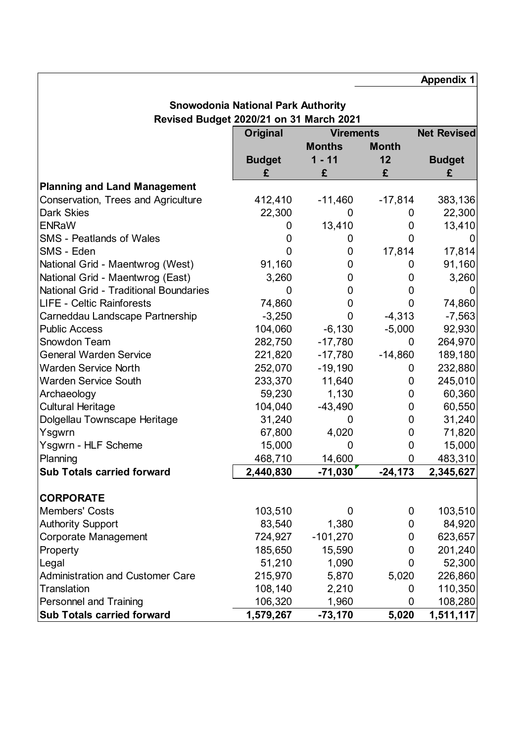**Appendix 1**

**Snowdonia National Park Authority**
**Revised Budget 2020/21 on 31 March 2021**

| | Original Budget £ | Virements Months 1 - 11 £ | Virements Month 12 £ | Net Revised Budget £ |
|---|---|---|---|---|
| **Planning and Land Management** | | | | |
| Conservation, Trees and Agriculture | 412,410 | -11,460 | -17,814 | 383,136 |
| Dark Skies | 22,300 | 0 | 0 | 22,300 |
| ENRaW | 0 | 13,410 | 0 | 13,410 |
| SMS - Peatlands of Wales | 0 | 0 | 0 | 0 |
| SMS - Eden | 0 | 0 | 17,814 | 17,814 |
| National Grid - Maentwrog (West) | 91,160 | 0 | 0 | 91,160 |
| National Grid - Maentwrog (East) | 3,260 | 0 | 0 | 3,260 |
| National Grid - Traditional Boundaries | 0 | 0 | 0 | 0 |
| LIFE - Celtic Rainforests | 74,860 | 0 | 0 | 74,860 |
| Carneddau Landscape Partnership | -3,250 | 0 | -4,313 | -7,563 |
| Public Access | 104,060 | -6,130 | -5,000 | 92,930 |
| Snowdon Team | 282,750 | -17,780 | 0 | 264,970 |
| General Warden Service | 221,820 | -17,780 | -14,860 | 189,180 |
| Warden Service North | 252,070 | -19,190 | 0 | 232,880 |
| Warden Service South | 233,370 | 11,640 | 0 | 245,010 |
| Archaeology | 59,230 | 1,130 | 0 | 60,360 |
| Cultural Heritage | 104,040 | -43,490 | 0 | 60,550 |
| Dolgellau Townscape Heritage | 31,240 | 0 | 0 | 31,240 |
| Ysgwrn | 67,800 | 4,020 | 0 | 71,820 |
| Ysgwrn - HLF Scheme | 15,000 | 0 | 0 | 15,000 |
| Planning | 468,710 | 14,600 | 0 | 483,310 |
| **Sub Totals carried forward** | **2,440,830** | **-71,030** | **-24,173** | **2,345,627** |
| | | | | |
| **CORPORATE** | | | | |
| Members' Costs | 103,510 | 0 | 0 | 103,510 |
| Authority Support | 83,540 | 1,380 | 0 | 84,920 |
| Corporate Management | 724,927 | -101,270 | 0 | 623,657 |
| Property | 185,650 | 15,590 | 0 | 201,240 |
| Legal | 51,210 | 1,090 | 0 | 52,300 |
| Administration and Customer Care | 215,970 | 5,870 | 5,020 | 226,860 |
| Translation | 108,140 | 2,210 | 0 | 110,350 |
| Personnel and Training | 106,320 | 1,960 | 0 | 108,280 |
| **Sub Totals carried forward** | **1,579,267** | **-73,170** | **5,020** | **1,511,117** |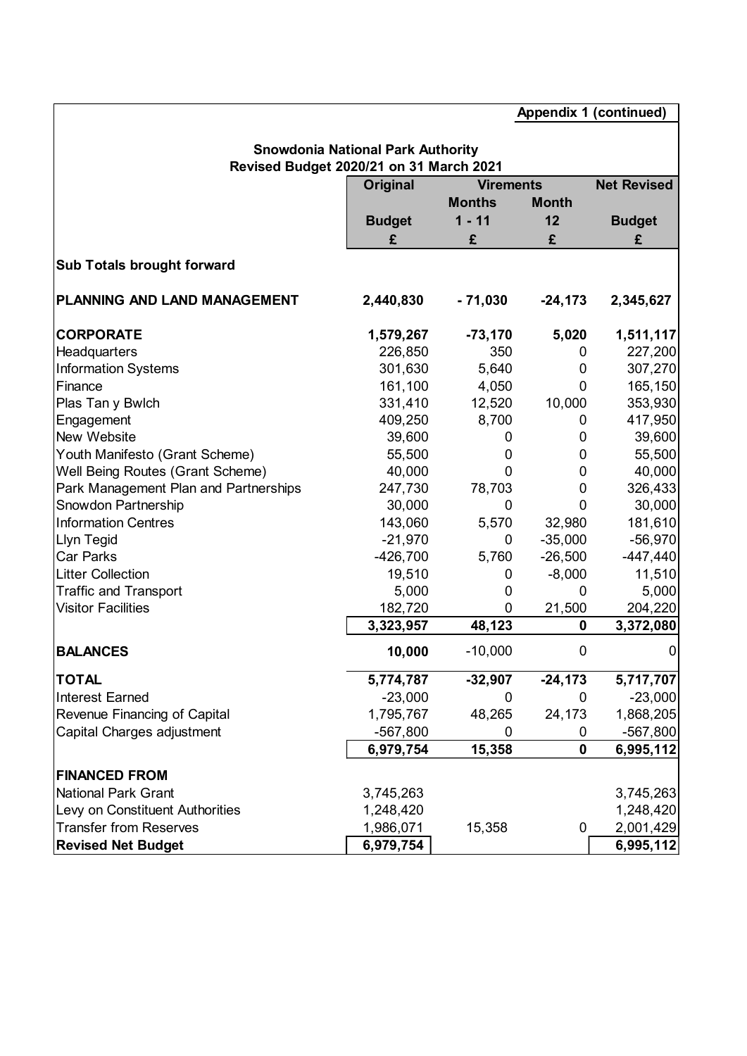**Appendix 1 (continued)**

**Snowdonia National Park Authority**
**Revised Budget 2020/21 on 31 March 2021**

| | Original Budget £ | Virements Months 1 - 11 £ | Virements Month 12 £ | Net Revised Budget £ |
|---|---|---|---|---|
| **Sub Totals brought forward** | | | | |
| **PLANNING AND LAND MANAGEMENT** | **2,440,830** | **- 71,030** | **-24,173** | **2,345,627** |
| **CORPORATE** | **1,579,267** | **-73,170** | **5,020** | **1,511,117** |
| Headquarters | 226,850 | 350 | 0 | 227,200 |
| Information Systems | 301,630 | 5,640 | 0 | 307,270 |
| Finance | 161,100 | 4,050 | 0 | 165,150 |
| Plas Tan y Bwlch | 331,410 | 12,520 | 10,000 | 353,930 |
| Engagement | 409,250 | 8,700 | 0 | 417,950 |
| New Website | 39,600 | 0 | 0 | 39,600 |
| Youth Manifesto (Grant Scheme) | 55,500 | 0 | 0 | 55,500 |
| Well Being Routes (Grant Scheme) | 40,000 | 0 | 0 | 40,000 |
| Park Management Plan and Partnerships | 247,730 | 78,703 | 0 | 326,433 |
| Snowdon Partnership | 30,000 | 0 | 0 | 30,000 |
| Information Centres | 143,060 | 5,570 | 32,980 | 181,610 |
| Llyn Tegid | -21,970 | 0 | -35,000 | -56,970 |
| Car Parks | -426,700 | 5,760 | -26,500 | -447,440 |
| Litter Collection | 19,510 | 0 | -8,000 | 11,510 |
| Traffic and Transport | 5,000 | 0 | 0 | 5,000 |
| Visitor Facilities | 182,720 | 0 | 21,500 | 204,220 |
| | **3,323,957** | **48,123** | **0** | **3,372,080** |
| **BALANCES** | **10,000** | -10,000 | 0 | 0 |
| **TOTAL** | **5,774,787** | **-32,907** | **-24,173** | **5,717,707** |
| Interest Earned | -23,000 | 0 | 0 | -23,000 |
| Revenue Financing of Capital | 1,795,767 | 48,265 | 24,173 | 1,868,205 |
| Capital Charges adjustment | -567,800 | 0 | 0 | -567,800 |
| | **6,979,754** | **15,358** | **0** | **6,995,112** |
| **FINANCED FROM** | | | | |
| National Park Grant | 3,745,263 | | | 3,745,263 |
| Levy on Constituent Authorities | 1,248,420 | | | 1,248,420 |
| Transfer from Reserves | 1,986,071 | 15,358 | 0 | 2,001,429 |
| **Revised Net Budget** | **6,979,754** | | | **6,995,112** |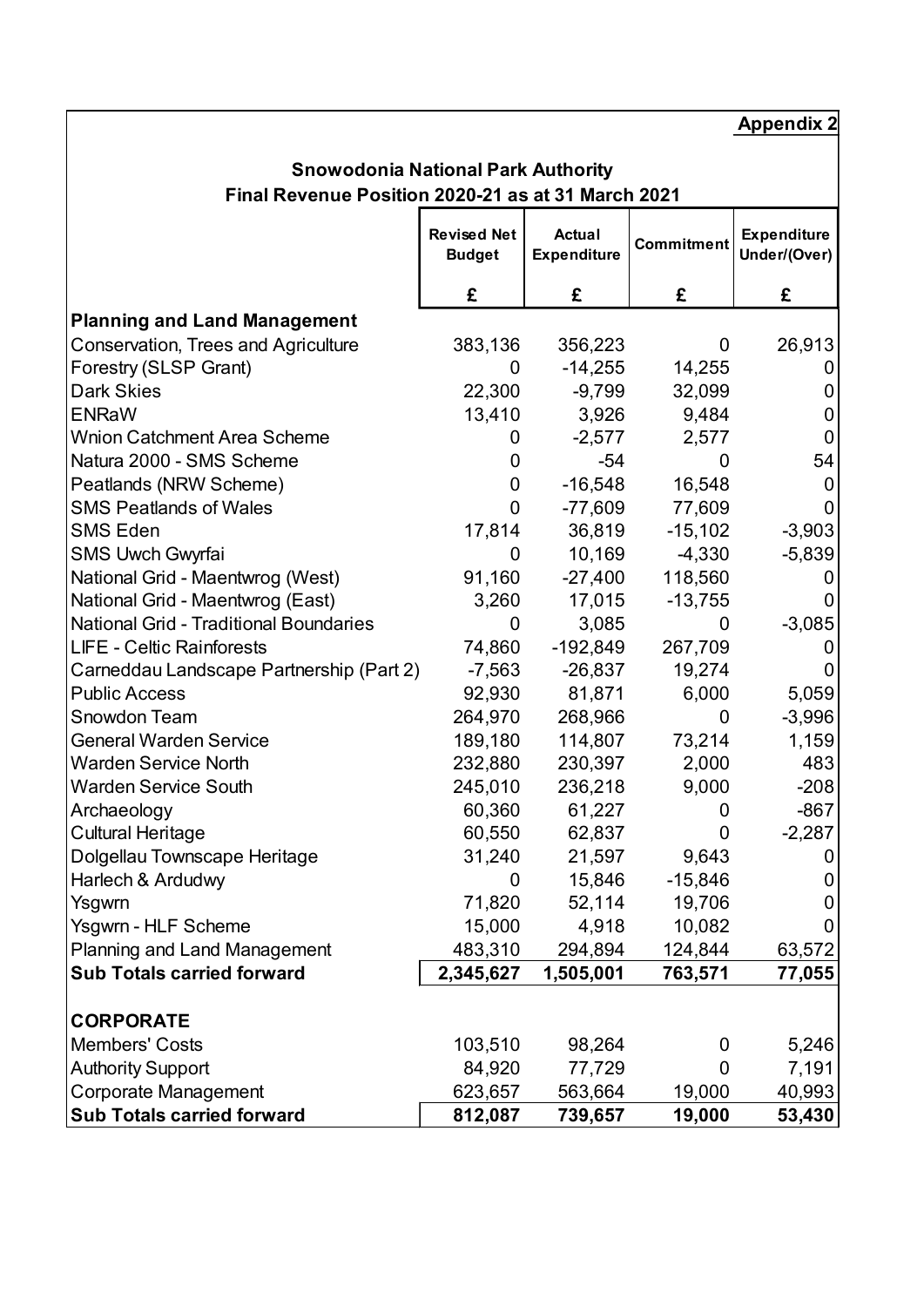**Appendix 2**

## Snowdonia National Park Authority
## Final Revenue Position 2020-21 as at 31 March 2021

| | Revised Net Budget | Actual Expenditure | Commitment | Expenditure Under/(Over) |
|---|---|---|---|---|
| | £ | £ | £ | £ |
| **Planning and Land Management** | | | | |
| Conservation, Trees and Agriculture | 383,136 | 356,223 | 0 | 26,913 |
| Forestry (SLSP Grant) | 0 | -14,255 | 14,255 | 0 |
| Dark Skies | 22,300 | -9,799 | 32,099 | 0 |
| ENRaW | 13,410 | 3,926 | 9,484 | 0 |
| Wnion Catchment Area Scheme | 0 | -2,577 | 2,577 | 0 |
| Natura 2000 - SMS Scheme | 0 | -54 | 0 | 54 |
| Peatlands (NRW Scheme) | 0 | -16,548 | 16,548 | 0 |
| SMS Peatlands of Wales | 0 | -77,609 | 77,609 | 0 |
| SMS Eden | 17,814 | 36,819 | -15,102 | -3,903 |
| SMS Uwch Gwyrfai | 0 | 10,169 | -4,330 | -5,839 |
| National Grid - Maentwrog (West) | 91,160 | -27,400 | 118,560 | 0 |
| National Grid - Maentwrog (East) | 3,260 | 17,015 | -13,755 | 0 |
| National Grid - Traditional Boundaries | 0 | 3,085 | 0 | -3,085 |
| LIFE - Celtic Rainforests | 74,860 | -192,849 | 267,709 | 0 |
| Carneddau Landscape Partnership (Part 2) | -7,563 | -26,837 | 19,274 | 0 |
| Public Access | 92,930 | 81,871 | 6,000 | 5,059 |
| Snowdon Team | 264,970 | 268,966 | 0 | -3,996 |
| General Warden Service | 189,180 | 114,807 | 73,214 | 1,159 |
| Warden Service North | 232,880 | 230,397 | 2,000 | 483 |
| Warden Service South | 245,010 | 236,218 | 9,000 | -208 |
| Archaeology | 60,360 | 61,227 | 0 | -867 |
| Cultural Heritage | 60,550 | 62,837 | 0 | -2,287 |
| Dolgellau Townscape Heritage | 31,240 | 21,597 | 9,643 | 0 |
| Harlech & Ardudwy | 0 | 15,846 | -15,846 | 0 |
| Ysgwrn | 71,820 | 52,114 | 19,706 | 0 |
| Ysgwrn - HLF Scheme | 15,000 | 4,918 | 10,082 | 0 |
| Planning and Land Management | 483,310 | 294,894 | 124,844 | 63,572 |
| **Sub Totals carried forward** | **2,345,627** | **1,505,001** | **763,571** | **77,055** |
| | | | | |
| **CORPORATE** | | | | |
| Members' Costs | 103,510 | 98,264 | 0 | 5,246 |
| Authority Support | 84,920 | 77,729 | 0 | 7,191 |
| Corporate Management | 623,657 | 563,664 | 19,000 | 40,993 |
| **Sub Totals carried forward** | **812,087** | **739,657** | **19,000** | **53,430** |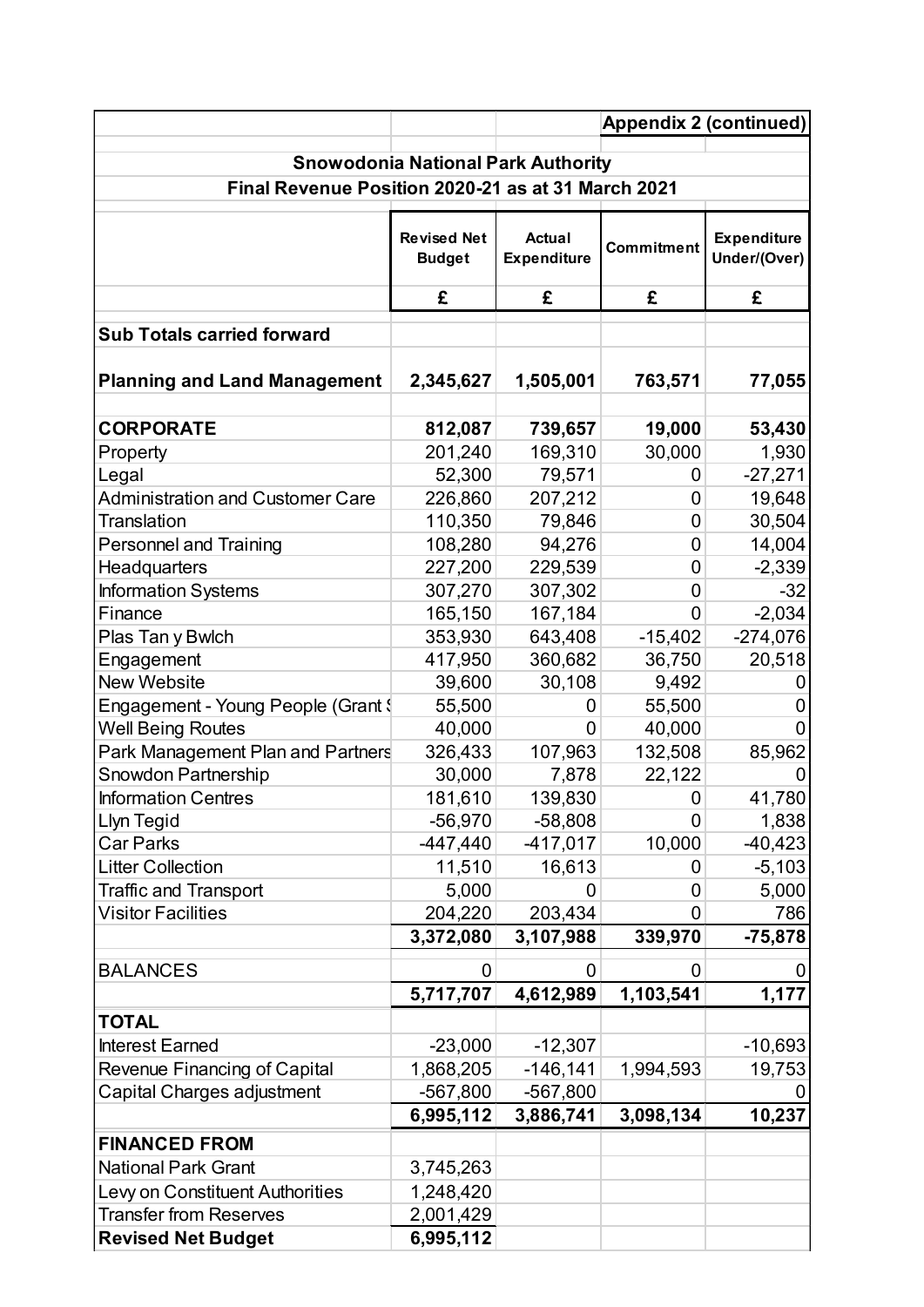Appendix 2 (continued)

## Snowdonia National Park Authority

### Final Revenue Position 2020-21 as at 31 March 2021

| | Revised Net Budget | Actual Expenditure | Commitment | Expenditure Under/(Over) |
|---|---|---|---|---|
| | £ | £ | £ | £ |
| **Sub Totals carried forward** | | | | |
| **Planning and Land Management** | **2,345,627** | **1,505,001** | **763,571** | **77,055** |
| **CORPORATE** | **812,087** | **739,657** | **19,000** | **53,430** |
| Property | 201,240 | 169,310 | 30,000 | 1,930 |
| Legal | 52,300 | 79,571 | 0 | -27,271 |
| Administration and Customer Care | 226,860 | 207,212 | 0 | 19,648 |
| Translation | 110,350 | 79,846 | 0 | 30,504 |
| Personnel and Training | 108,280 | 94,276 | 0 | 14,004 |
| Headquarters | 227,200 | 229,539 | 0 | -2,339 |
| Information Systems | 307,270 | 307,302 | 0 | -32 |
| Finance | 165,150 | 167,184 | 0 | -2,034 |
| Plas Tan y Bwlch | 353,930 | 643,408 | -15,402 | -274,076 |
| Engagement | 417,950 | 360,682 | 36,750 | 20,518 |
| New Website | 39,600 | 30,108 | 9,492 | 0 |
| Engagement - Young People (Grant S | 55,500 | 0 | 55,500 | 0 |
| Well Being Routes | 40,000 | 0 | 40,000 | 0 |
| Park Management Plan and Partners | 326,433 | 107,963 | 132,508 | 85,962 |
| Snowdon Partnership | 30,000 | 7,878 | 22,122 | 0 |
| Information Centres | 181,610 | 139,830 | 0 | 41,780 |
| Llyn Tegid | -56,970 | -58,808 | 0 | 1,838 |
| Car Parks | -447,440 | -417,017 | 10,000 | -40,423 |
| Litter Collection | 11,510 | 16,613 | 0 | -5,103 |
| Traffic and Transport | 5,000 | 0 | 0 | 5,000 |
| Visitor Facilities | 204,220 | 203,434 | 0 | 786 |
| | **3,372,080** | **3,107,988** | **339,970** | **-75,878** |
| BALANCES | 0 | 0 | 0 | 0 |
| | **5,717,707** | **4,612,989** | **1,103,541** | **1,177** |
| **TOTAL** | | | | |
| Interest Earned | -23,000 | -12,307 | | -10,693 |
| Revenue Financing of Capital | 1,868,205 | -146,141 | 1,994,593 | 19,753 |
| Capital Charges adjustment | -567,800 | -567,800 | | 0 |
| | **6,995,112** | **3,886,741** | **3,098,134** | **10,237** |
| **FINANCED FROM** | | | | |
| National Park Grant | 3,745,263 | | | |
| Levy on Constituent Authorities | 1,248,420 | | | |
| Transfer from Reserves | 2,001,429 | | | |
| **Revised Net Budget** | **6,995,112** | | | |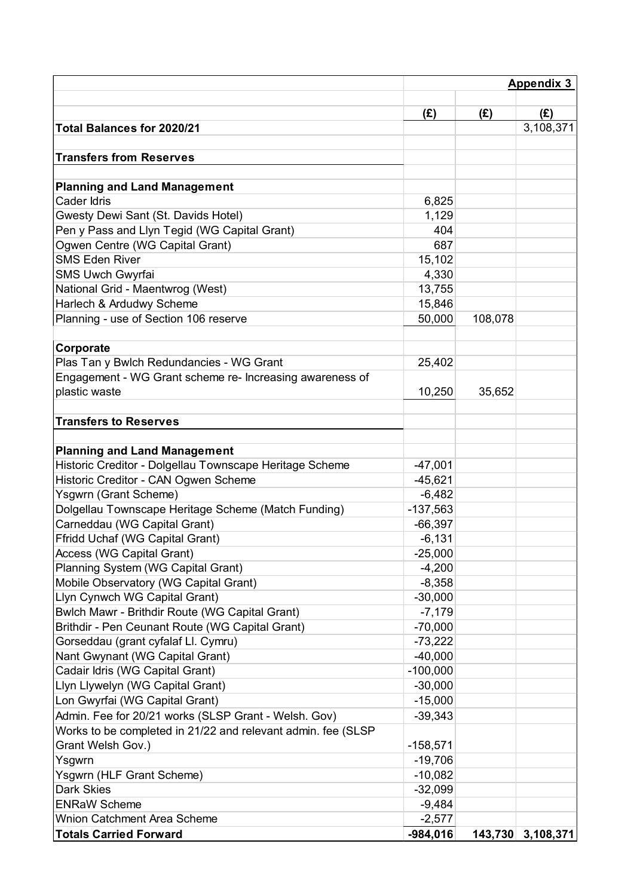| | | | Appendix 3 |
|---|---|---|---|
| | (£) | (£) | (£) |
| **Total Balances for 2020/21** | | | 3,108,371 |
| | | | |
| **Transfers from Reserves** | | | |
| | | | |
| **Planning and Land Management** | | | |
| Cader Idris | 6,825 | | |
| Gwesty Dewi Sant (St. Davids Hotel) | 1,129 | | |
| Pen y Pass and Llyn Tegid (WG Capital Grant) | 404 | | |
| Ogwen Centre (WG Capital Grant) | 687 | | |
| SMS Eden River | 15,102 | | |
| SMS Uwch Gwyrfai | 4,330 | | |
| National Grid - Maentwrog (West) | 13,755 | | |
| Harlech & Ardudwy Scheme | 15,846 | | |
| Planning - use of Section 106 reserve | 50,000 | 108,078 | |
| | | | |
| **Corporate** | | | |
| Plas Tan y Bwlch Redundancies - WG Grant | 25,402 | | |
| Engagement - WG Grant scheme re- Increasing awareness of plastic waste | 10,250 | 35,652 | |
| | | | |
| **Transfers to Reserves** | | | |
| | | | |
| **Planning and Land Management** | | | |
| Historic Creditor - Dolgellau Townscape Heritage Scheme | -47,001 | | |
| Historic Creditor - CAN Ogwen Scheme | -45,621 | | |
| Ysgwrn (Grant Scheme) | -6,482 | | |
| Dolgellau Townscape Heritage Scheme (Match Funding) | -137,563 | | |
| Carneddau (WG Capital Grant) | -66,397 | | |
| Ffridd Uchaf (WG Capital Grant) | -6,131 | | |
| Access (WG Capital Grant) | -25,000 | | |
| Planning System (WG Capital Grant) | -4,200 | | |
| Mobile Observatory (WG Capital Grant) | -8,358 | | |
| Llyn Cynwch WG Capital Grant) | -30,000 | | |
| Bwlch Mawr - Brithdir Route (WG Capital Grant) | -7,179 | | |
| Brithdir - Pen Ceunant Route (WG Capital Grant) | -70,000 | | |
| Gorseddau (grant cyfalaf Ll. Cymru) | -73,222 | | |
| Nant Gwynant (WG Capital Grant) | -40,000 | | |
| Cadair Idris (WG Capital Grant) | -100,000 | | |
| Llyn Llywelyn (WG Capital Grant) | -30,000 | | |
| Lon Gwyrfai (WG Capital Grant) | -15,000 | | |
| Admin. Fee for 20/21 works (SLSP Grant - Welsh. Gov) | -39,343 | | |
| Works to be completed in 21/22 and relevant admin. fee (SLSP Grant Welsh Gov.) | -158,571 | | |
| Ysgwrn | -19,706 | | |
| Ysgwrn (HLF Grant Scheme) | -10,082 | | |
| Dark Skies | -32,099 | | |
| ENRaW Scheme | -9,484 | | |
| Wnion Catchment Area Scheme | -2,577 | | |
| **Totals Carried Forward** | **-984,016** | **143,730** | **3,108,371** |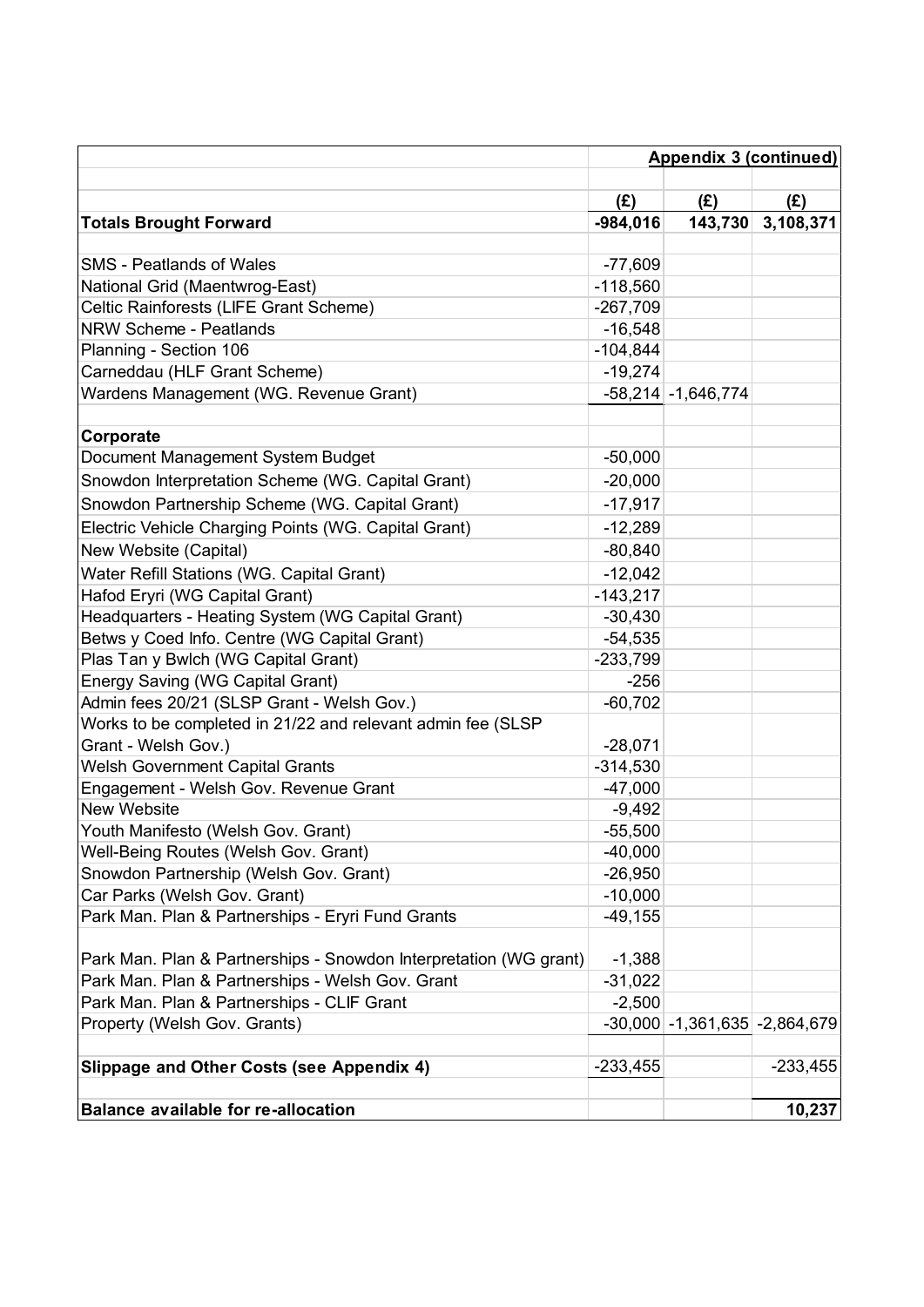| | | | Appendix 3 (continued) |
|---|---|---|---|
| | (£) | (£) | (£) |
| **Totals Brought Forward** | **-984,016** | **143,730** | **3,108,371** |
| | | | |
| SMS - Peatlands of Wales | -77,609 | | |
| National Grid (Maentwrog-East) | -118,560 | | |
| Celtic Rainforests (LIFE Grant Scheme) | -267,709 | | |
| NRW Scheme - Peatlands | -16,548 | | |
| Planning - Section 106 | -104,844 | | |
| Carneddau (HLF Grant Scheme) | -19,274 | | |
| Wardens Management (WG. Revenue Grant) | -58,214 | -1,646,774 | |
| | | | |
| **Corporate** | | | |
| Document Management System Budget | -50,000 | | |
| Snowdon Interpretation Scheme (WG. Capital Grant) | -20,000 | | |
| Snowdon Partnership Scheme (WG. Capital Grant) | -17,917 | | |
| Electric Vehicle Charging Points (WG. Capital Grant) | -12,289 | | |
| New Website (Capital) | -80,840 | | |
| Water Refill Stations (WG. Capital Grant) | -12,042 | | |
| Hafod Eryri (WG Capital Grant) | -143,217 | | |
| Headquarters - Heating System (WG Capital Grant) | -30,430 | | |
| Betws y Coed Info. Centre (WG Capital Grant) | -54,535 | | |
| Plas Tan y Bwlch (WG Capital Grant) | -233,799 | | |
| Energy Saving (WG Capital Grant) | -256 | | |
| Admin fees 20/21 (SLSP Grant - Welsh Gov.) | -60,702 | | |
| Works to be completed in 21/22 and relevant admin fee (SLSP Grant - Welsh Gov.) | -28,071 | | |
| Welsh Government Capital Grants | -314,530 | | |
| Engagement - Welsh Gov. Revenue Grant | -47,000 | | |
| New Website | -9,492 | | |
| Youth Manifesto (Welsh Gov. Grant) | -55,500 | | |
| Well-Being Routes (Welsh Gov. Grant) | -40,000 | | |
| Snowdon Partnership (Welsh Gov. Grant) | -26,950 | | |
| Car Parks (Welsh Gov. Grant) | -10,000 | | |
| Park Man. Plan & Partnerships - Eryri Fund Grants | -49,155 | | |
| Park Man. Plan & Partnerships - Snowdon Interpretation (WG grant) | -1,388 | | |
| Park Man. Plan & Partnerships - Welsh Gov. Grant | -31,022 | | |
| Park Man. Plan & Partnerships - CLIF Grant | -2,500 | | |
| Property (Welsh Gov. Grants) | -30,000 | -1,361,635 | -2,864,679 |
| | | | |
| **Slippage and Other Costs (see Appendix 4)** | -233,455 | | -233,455 |
| | | | |
| **Balance available for re-allocation** | | | **10,237** |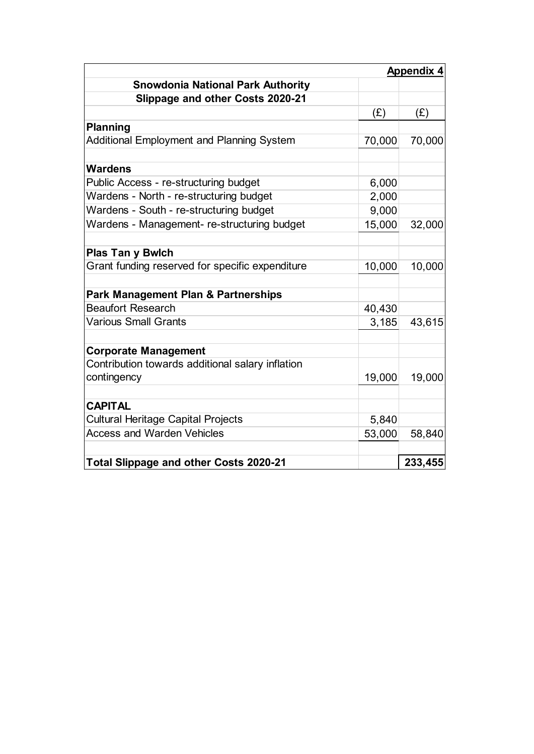| | | Appendix 4 |
| --- | --- | --- |
| **Snowdonia National Park Authority** | | |
| **Slippage and other Costs 2020-21** | | |
| | (£) | (£) |
| **Planning** | | |
| Additional Employment and Planning System | 70,000 | 70,000 |
| | | |
| **Wardens** | | |
| Public Access - re-structuring budget | 6,000 | |
| Wardens - North - re-structuring budget | 2,000 | |
| Wardens - South - re-structuring budget | 9,000 | |
| Wardens - Management- re-structuring budget | 15,000 | 32,000 |
| | | |
| **Plas Tan y Bwlch** | | |
| Grant funding reserved for specific expenditure | 10,000 | 10,000 |
| | | |
| **Park Management Plan & Partnerships** | | |
| Beaufort Research | 40,430 | |
| Various Small Grants | 3,185 | 43,615 |
| | | |
| **Corporate Management** | | |
| Contribution towards additional salary inflation contingency | 19,000 | 19,000 |
| | | |
| **CAPITAL** | | |
| Cultural Heritage Capital Projects | 5,840 | |
| Access and Warden Vehicles | 53,000 | 58,840 |
| | | |
| **Total Slippage and other Costs 2020-21** | | **233,455** |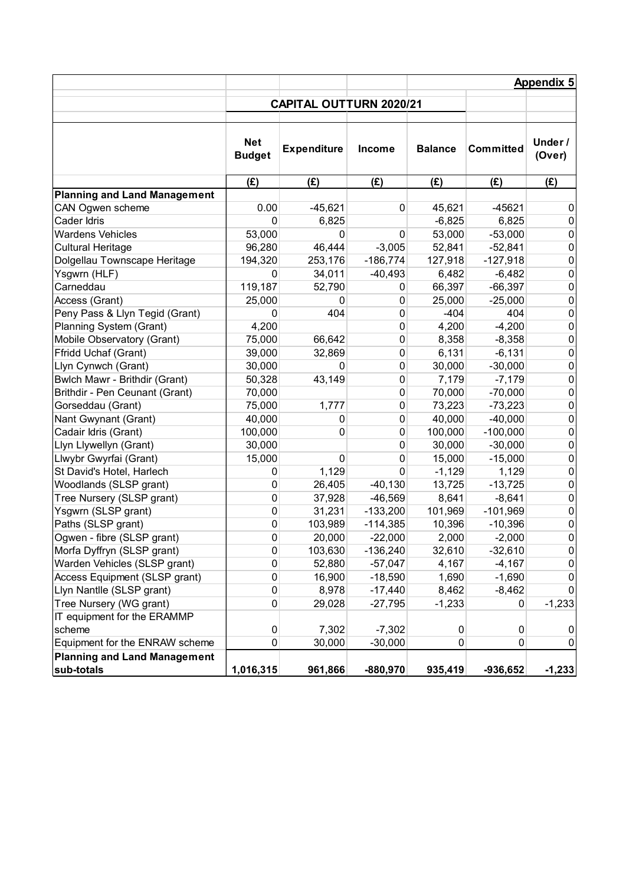**Appendix 5**

| | CAPITAL OUTTURN 2020/21 | | | | | |
|---|---|---|---|---|---|---|
| | **Net Budget** | **Expenditure** | **Income** | **Balance** | **Committed** | **Under / (Over)** |
| | **(£)** | **(£)** | **(£)** | **(£)** | **(£)** | **(£)** |
| **Planning and Land Management** | | | | | | |
| CAN Ogwen scheme | 0.00 | -45,621 | 0 | 45,621 | -45621 | 0 |
| Cader Idris | 0 | 6,825 | | -6,825 | 6,825 | 0 |
| Wardens Vehicles | 53,000 | 0 | 0 | 53,000 | -53,000 | 0 |
| Cultural Heritage | 96,280 | 46,444 | -3,005 | 52,841 | -52,841 | 0 |
| Dolgellau Townscape Heritage | 194,320 | 253,176 | -186,774 | 127,918 | -127,918 | 0 |
| Ysgwrn (HLF) | 0 | 34,011 | -40,493 | 6,482 | -6,482 | 0 |
| Carneddau | 119,187 | 52,790 | 0 | 66,397 | -66,397 | 0 |
| Access (Grant) | 25,000 | 0 | 0 | 25,000 | -25,000 | 0 |
| Peny Pass & Llyn Tegid (Grant) | 0 | 404 | 0 | -404 | 404 | 0 |
| Planning System (Grant) | 4,200 | | 0 | 4,200 | -4,200 | 0 |
| Mobile Observatory (Grant) | 75,000 | 66,642 | 0 | 8,358 | -8,358 | 0 |
| Ffridd Uchaf (Grant) | 39,000 | 32,869 | 0 | 6,131 | -6,131 | 0 |
| Llyn Cynwch (Grant) | 30,000 | 0 | 0 | 30,000 | -30,000 | 0 |
| Bwlch Mawr - Brithdir (Grant) | 50,328 | 43,149 | 0 | 7,179 | -7,179 | 0 |
| Brithdir - Pen Ceunant (Grant) | 70,000 | | 0 | 70,000 | -70,000 | 0 |
| Gorseddau (Grant) | 75,000 | 1,777 | 0 | 73,223 | -73,223 | 0 |
| Nant Gwynant (Grant) | 40,000 | 0 | 0 | 40,000 | -40,000 | 0 |
| Cadair Idris (Grant) | 100,000 | 0 | 0 | 100,000 | -100,000 | 0 |
| Llyn Llywellyn (Grant) | 30,000 | | 0 | 30,000 | -30,000 | 0 |
| Llwybr Gwyrfai (Grant) | 15,000 | 0 | 0 | 15,000 | -15,000 | 0 |
| St David's Hotel, Harlech | 0 | 1,129 | 0 | -1,129 | 1,129 | 0 |
| Woodlands (SLSP grant) | 0 | 26,405 | -40,130 | 13,725 | -13,725 | 0 |
| Tree Nursery (SLSP grant) | 0 | 37,928 | -46,569 | 8,641 | -8,641 | 0 |
| Ysgwrn (SLSP grant) | 0 | 31,231 | -133,200 | 101,969 | -101,969 | 0 |
| Paths (SLSP grant) | 0 | 103,989 | -114,385 | 10,396 | -10,396 | 0 |
| Ogwen - fibre (SLSP grant) | 0 | 20,000 | -22,000 | 2,000 | -2,000 | 0 |
| Morfa Dyffryn (SLSP grant) | 0 | 103,630 | -136,240 | 32,610 | -32,610 | 0 |
| Warden Vehicles (SLSP grant) | 0 | 52,880 | -57,047 | 4,167 | -4,167 | 0 |
| Access Equipment (SLSP grant) | 0 | 16,900 | -18,590 | 1,690 | -1,690 | 0 |
| Llyn Nantlle (SLSP grant) | 0 | 8,978 | -17,440 | 8,462 | -8,462 | 0 |
| Tree Nursery (WG grant) | 0 | 29,028 | -27,795 | -1,233 | 0 | -1,233 |
| IT equipment for the ERAMMP scheme | 0 | 7,302 | -7,302 | 0 | 0 | 0 |
| Equipment for the ENRAW scheme | 0 | 30,000 | -30,000 | 0 | 0 | 0 |
| **Planning and Land Management sub-totals** | **1,016,315** | **961,866** | **-880,970** | **935,419** | **-936,652** | **-1,233** |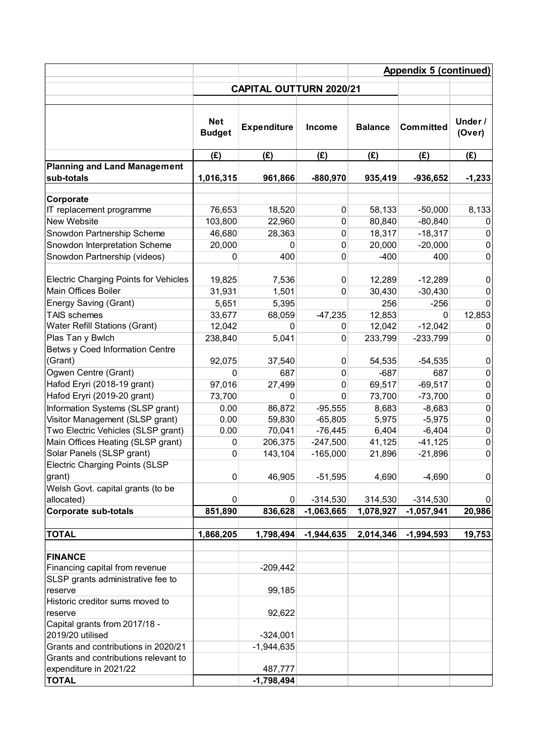**Appendix 5 (continued)**

**CAPITAL OUTTURN 2020/21**

| | Net Budget | Expenditure | Income | Balance | Committed | Under / (Over) |
|---|---|---|---|---|---|---|
| | (£) | (£) | (£) | (£) | (£) | (£) |
| **Planning and Land Management sub-totals** | **1,016,315** | **961,866** | **-880,970** | **935,419** | **-936,652** | **-1,233** |
| **Corporate** | | | | | | |
| IT replacement programme | 76,653 | 18,520 | 0 | 58,133 | -50,000 | 8,133 |
| New Website | 103,800 | 22,960 | 0 | 80,840 | -80,840 | 0 |
| Snowdon Partnership Scheme | 46,680 | 28,363 | 0 | 18,317 | -18,317 | 0 |
| Snowdon Interpretation Scheme | 20,000 | 0 | 0 | 20,000 | -20,000 | 0 |
| Snowdon Partnership (videos) | 0 | 400 | 0 | -400 | 400 | 0 |
| Electric Charging Points for Vehicles | 19,825 | 7,536 | 0 | 12,289 | -12,289 | 0 |
| Main Offices Boiler | 31,931 | 1,501 | 0 | 30,430 | -30,430 | 0 |
| Energy Saving (Grant) | 5,651 | 5,395 | | 256 | -256 | 0 |
| TAIS schemes | 33,677 | 68,059 | -47,235 | 12,853 | 0 | 12,853 |
| Water Refill Stations (Grant) | 12,042 | 0 | 0 | 12,042 | -12,042 | 0 |
| Plas Tan y Bwlch | 238,840 | 5,041 | 0 | 233,799 | -233,799 | 0 |
| Betws y Coed Information Centre (Grant) | 92,075 | 37,540 | 0 | 54,535 | -54,535 | 0 |
| Ogwen Centre (Grant) | 0 | 687 | 0 | -687 | 687 | 0 |
| Hafod Eryri (2018-19 grant) | 97,016 | 27,499 | 0 | 69,517 | -69,517 | 0 |
| Hafod Eryri (2019-20 grant) | 73,700 | 0 | 0 | 73,700 | -73,700 | 0 |
| Information Systems (SLSP grant) | 0.00 | 86,872 | -95,555 | 8,683 | -8,683 | 0 |
| Visitor Management (SLSP grant) | 0.00 | 59,830 | -65,805 | 5,975 | -5,975 | 0 |
| Two Electric Vehicles (SLSP grant) | 0.00 | 70,041 | -76,445 | 6,404 | -6,404 | 0 |
| Main Offices Heating (SLSP grant) | 0 | 206,375 | -247,500 | 41,125 | -41,125 | 0 |
| Solar Panels (SLSP grant) | 0 | 143,104 | -165,000 | 21,896 | -21,896 | 0 |
| Electric Charging Points (SLSP grant) | 0 | 46,905 | -51,595 | 4,690 | -4,690 | 0 |
| Welsh Govt. capital grants (to be allocated) | 0 | 0 | -314,530 | 314,530 | -314,530 | 0 |
| **Corporate sub-totals** | **851,890** | **836,628** | **-1,063,665** | **1,078,927** | **-1,057,941** | **20,986** |
| **TOTAL** | **1,868,205** | **1,798,494** | **-1,944,635** | **2,014,346** | **-1,994,593** | **19,753** |
| **FINANCE** | | | | | | |
| Financing capital from revenue | | -209,442 | | | | |
| SLSP grants administrative fee to reserve | | 99,185 | | | | |
| Historic creditor sums moved to reserve | | 92,622 | | | | |
| Capital grants from 2017/18 - 2019/20 utilised | | -324,001 | | | | |
| Grants and contributions in 2020/21 | | -1,944,635 | | | | |
| Grants and contributions relevant to expenditure in 2021/22 | | 487,777 | | | | |
| **TOTAL** | | **-1,798,494** | | | | |